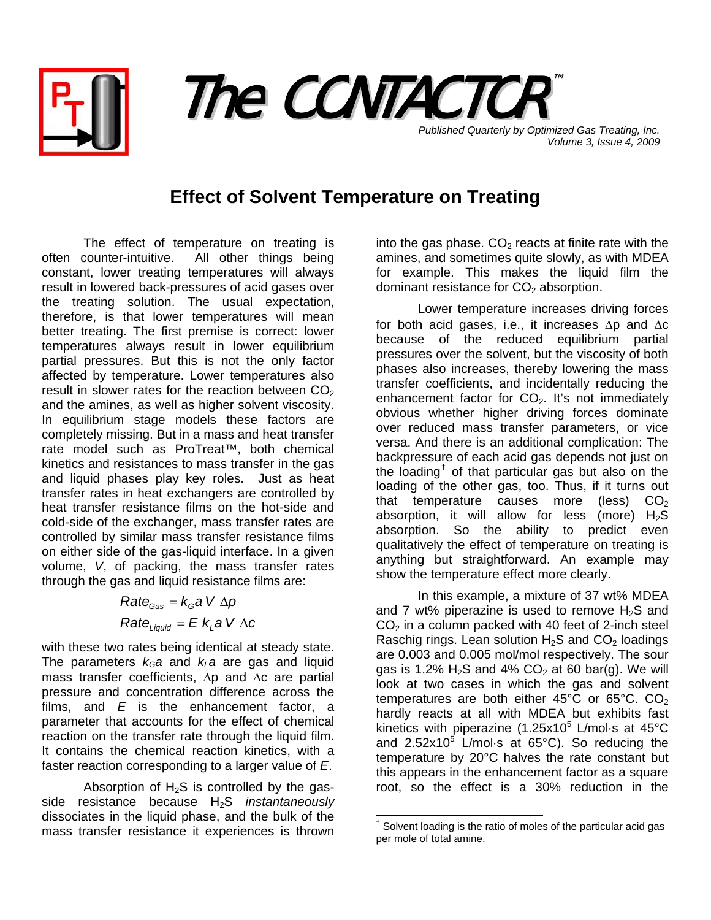# The CONTACTOR™

*Published Quarterly by Optimized Gas Treating, Inc.*
*Volume 3, Issue 4, 2009*

## Effect of Solvent Temperature on Treating

The effect of temperature on treating is often counter-intuitive. All other things being constant, lower treating temperatures will always result in lowered back-pressures of acid gases over the treating solution. The usual expectation, therefore, is that lower temperatures will mean better treating. The first premise is correct: lower temperatures always result in lower equilibrium partial pressures. But this is not the only factor affected by temperature. Lower temperatures also result in slower rates for the reaction between $CO_2$ and the amines, as well as higher solvent viscosity. In equilibrium stage models these factors are completely missing. But in a mass and heat transfer rate model such as ProTreat™, both chemical kinetics and resistances to mass transfer in the gas and liquid phases play key roles. Just as heat transfer rates in heat exchangers are controlled by heat transfer resistance films on the hot-side and cold-side of the exchanger, mass transfer rates are controlled by similar mass transfer resistance films on either side of the gas-liquid interface. In a given volume, $V$, of packing, the mass transfer rates through the gas and liquid resistance films are:

$$Rate_{Gas} = k_G a\, V\, \Delta p$$

$$Rate_{Liquid} = E\, k_L a\, V\, \Delta c$$

with these two rates being identical at steady state. The parameters $k_G a$ and $k_L a$ are gas and liquid mass transfer coefficients, $\Delta p$ and $\Delta c$ are partial pressure and concentration difference across the films, and $E$ is the enhancement factor, a parameter that accounts for the effect of chemical reaction on the transfer rate through the liquid film. It contains the chemical reaction kinetics, with a faster reaction corresponding to a larger value of $E$.

Absorption of $H_2S$ is controlled by the gas-side resistance because $H_2S$ *instantaneously* dissociates in the liquid phase, and the bulk of the mass transfer resistance it experiences is thrown into the gas phase. $CO_2$ reacts at finite rate with the amines, and sometimes quite slowly, as with MDEA for example. This makes the liquid film the dominant resistance for $CO_2$ absorption.

Lower temperature increases driving forces for both acid gases, i.e., it increases $\Delta p$ and $\Delta c$ because of the reduced equilibrium partial pressures over the solvent, but the viscosity of both phases also increases, thereby lowering the mass transfer coefficients, and incidentally reducing the enhancement factor for $CO_2$. It's not immediately obvious whether higher driving forces dominate over reduced mass transfer parameters, or vice versa. And there is an additional complication: The backpressure of each acid gas depends not just on the loading[†] of that particular gas but also on the loading of the other gas, too. Thus, if it turns out that temperature causes more (less) $CO_2$ absorption, it will allow for less (more) $H_2S$ absorption. So the ability to predict even qualitatively the effect of temperature on treating is anything but straightforward. An example may show the temperature effect more clearly.

In this example, a mixture of 37 wt% MDEA and 7 wt% piperazine is used to remove $H_2S$ and $CO_2$ in a column packed with 40 feet of 2-inch steel Raschig rings. Lean solution $H_2S$ and $CO_2$ loadings are 0.003 and 0.005 mol/mol respectively. The sour gas is 1.2% $H_2S$ and 4% $CO_2$ at 60 bar(g). We will look at two cases in which the gas and solvent temperatures are both either 45°C or 65°C. $CO_2$ hardly reacts at all with MDEA but exhibits fast kinetics with piperazine ($1.25 \times 10^5$ L/mol·s at 45°C and $2.52 \times 10^5$ L/mol·s at 65°C). So reducing the temperature by 20°C halves the rate constant but this appears in the enhancement factor as a square root, so the effect is a 30% reduction in the

[†] Solvent loading is the ratio of moles of the particular acid gas per mole of total amine.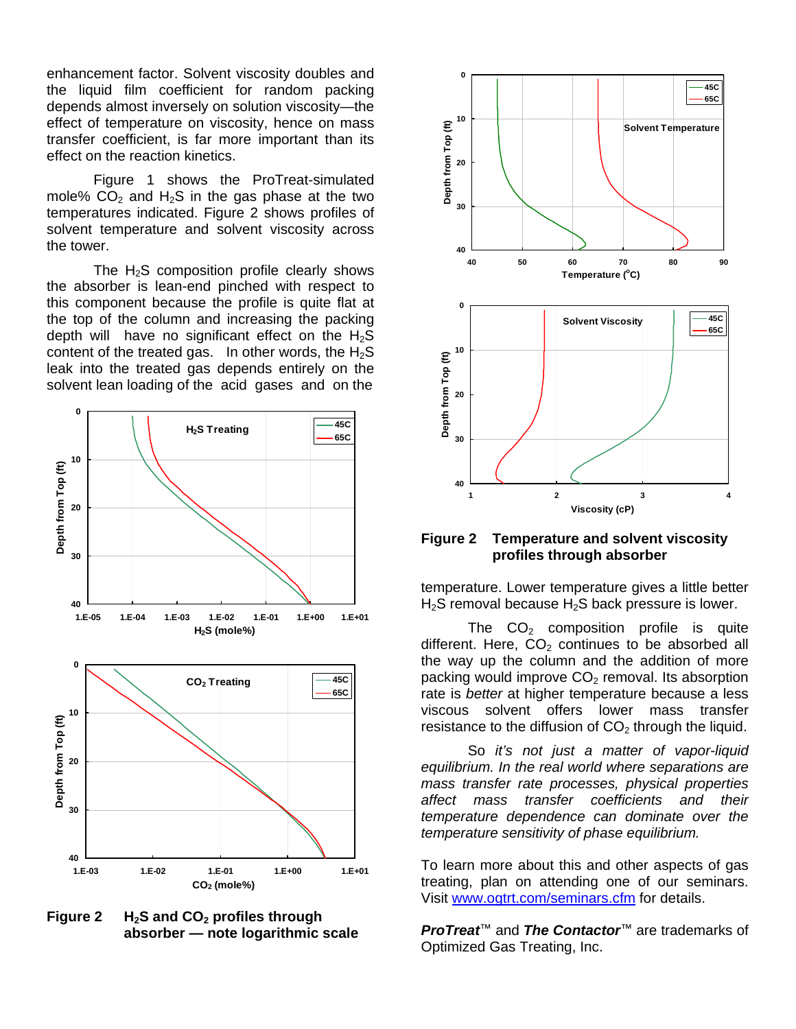enhancement factor. Solvent viscosity doubles and the liquid film coefficient for random packing depends almost inversely on solution viscosity—the effect of temperature on viscosity, hence on mass transfer coefficient, is far more important than its effect on the reaction kinetics.

Figure 1 shows the ProTreat-simulated mole% $CO_2$ and $H_2S$ in the gas phase at the two temperatures indicated. Figure 2 shows profiles of solvent temperature and solvent viscosity across the tower.

The $H_2S$ composition profile clearly shows the absorber is lean-end pinched with respect to this component because the profile is quite flat at the top of the column and increasing the packing depth will have no significant effect on the $H_2S$ content of the treated gas. In other words, the $H_2S$ leak into the treated gas depends entirely on the solvent lean loading of the acid gases and on the temperature. Lower temperature gives a little better $H_2S$ removal because $H_2S$ back pressure is lower.

H₂S Treating
45C
65C
Depth from Top (ft)
0
10
20
30
40
1.E-05
1.E-04
1.E-03
1.E-02
1.E-01
1.E+00
1.E+01
$H_2S$ (mole%)

CO₂ Treating
45C
65C
Depth from Top (ft)
0
10
20
30
40
1.E-03
1.E-02
1.E-01
1.E+00
1.E+01
$CO_2$ (mole%)

**Figure 2 $H_2S$ and $CO_2$ profiles through absorber — note logarithmic scale**

Solvent Temperature
45C
65C
Depth from Top (ft)
0
10
20
30
40
40
50
60
70
80
90
Temperature (°C)

Solvent Viscosity
45C
65C
Depth from Top (ft)
0
10
20
30
40
1
2
3
4
Viscosity (cP)

**Figure 2 Temperature and solvent viscosity profiles through absorber**

The $CO_2$ composition profile is quite different. Here, $CO_2$ continues to be absorbed all the way up the column and the addition of more packing would improve $CO_2$ removal. Its absorption rate is *better* at higher temperature because a less viscous solvent offers lower mass transfer resistance to the diffusion of $CO_2$ through the liquid.

So *it's not just a matter of vapor-liquid equilibrium. In the real world where separations are mass transfer rate processes, physical properties affect mass transfer coefficients and their temperature dependence can dominate over the temperature sensitivity of phase equilibrium.*

To learn more about this and other aspects of gas treating, plan on attending one of our seminars. Visit www.ogtrt.com/seminars.cfm for details.

***ProTreat***™ and ***The Contactor***™ are trademarks of Optimized Gas Treating, Inc.